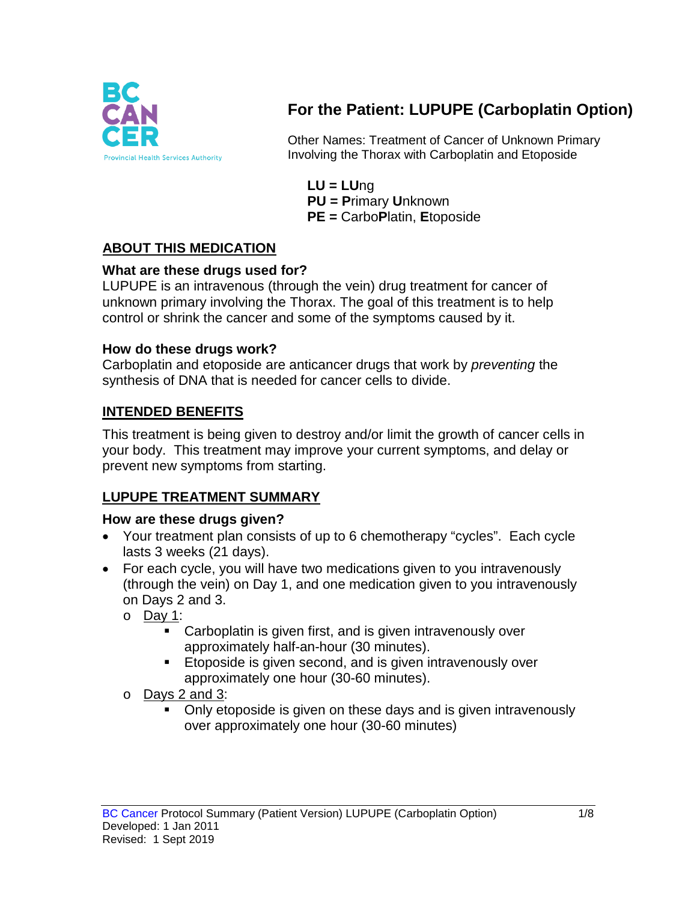# For the Patient: LUPUPE (Carboplatin Option)

Other Names: Treatment of Cancer of Unknown Primary Involving the Thorax with Carboplatin and Etoposide

**LU = LU**ng
**PU = P**rimary **U**nknown
**PE =** Carbo**P**latin, **E**toposide

## ABOUT THIS MEDICATION

### What are these drugs used for?

LUPUPE is an intravenous (through the vein) drug treatment for cancer of unknown primary involving the Thorax. The goal of this treatment is to help control or shrink the cancer and some of the symptoms caused by it.

### How do these drugs work?

Carboplatin and etoposide are anticancer drugs that work by *preventing* the synthesis of DNA that is needed for cancer cells to divide.

## INTENDED BENEFITS

This treatment is being given to destroy and/or limit the growth of cancer cells in your body. This treatment may improve your current symptoms, and delay or prevent new symptoms from starting.

## LUPUPE TREATMENT SUMMARY

### How are these drugs given?

- Your treatment plan consists of up to 6 chemotherapy "cycles". Each cycle lasts 3 weeks (21 days).
- For each cycle, you will have two medications given to you intravenously (through the vein) on Day 1, and one medication given to you intravenously on Days 2 and 3.
  - Day 1:
    - Carboplatin is given first, and is given intravenously over approximately half-an-hour (30 minutes).
    - Etoposide is given second, and is given intravenously over approximately one hour (30-60 minutes).
  - Days 2 and 3:
    - Only etoposide is given on these days and is given intravenously over approximately one hour (30-60 minutes)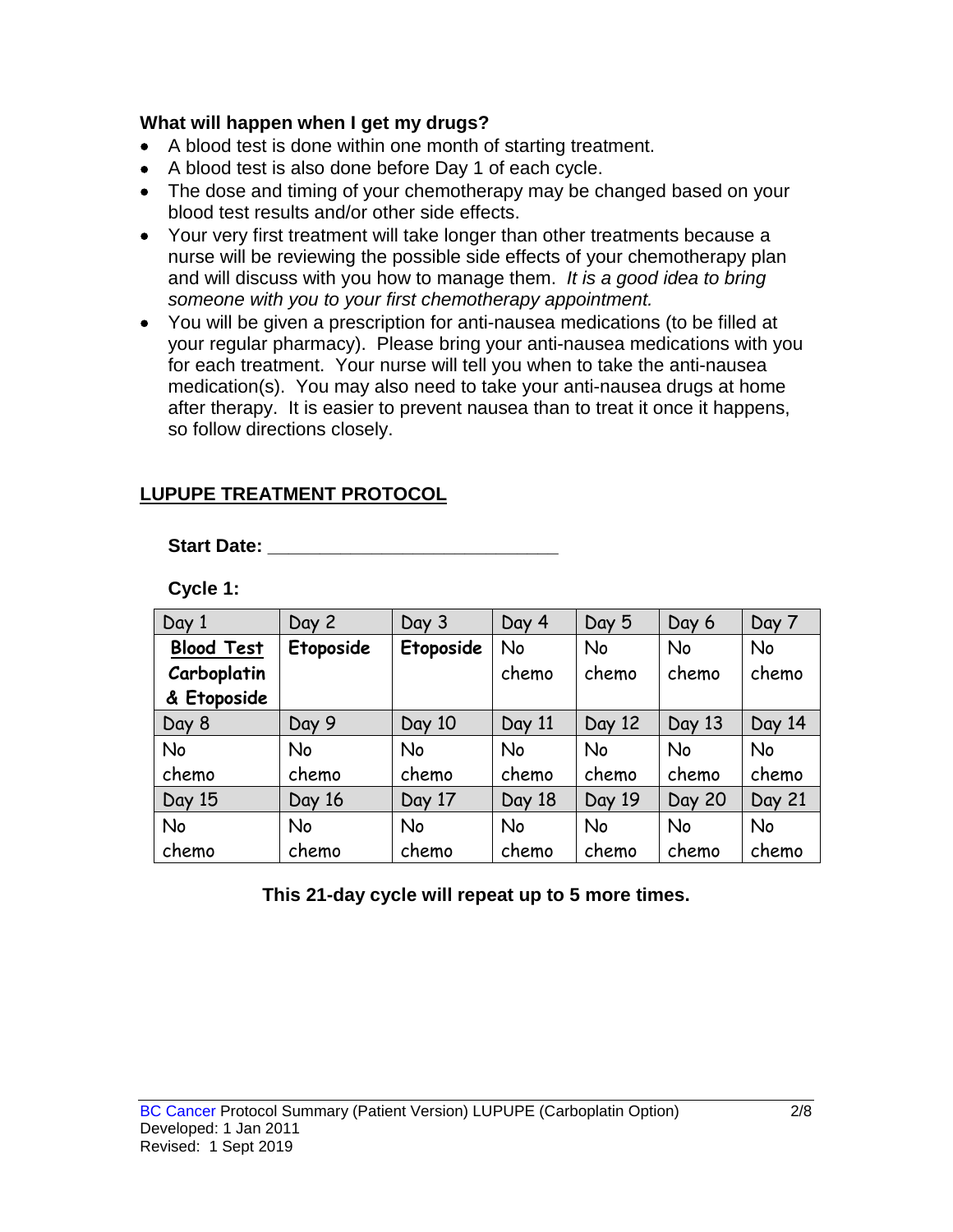**What will happen when I get my drugs?**

- A blood test is done within one month of starting treatment.
- A blood test is also done before Day 1 of each cycle.
- The dose and timing of your chemotherapy may be changed based on your blood test results and/or other side effects.
- Your very first treatment will take longer than other treatments because a nurse will be reviewing the possible side effects of your chemotherapy plan and will discuss with you how to manage them. *It is a good idea to bring someone with you to your first chemotherapy appointment.*
- You will be given a prescription for anti-nausea medications (to be filled at your regular pharmacy). Please bring your anti-nausea medications with you for each treatment. Your nurse will tell you when to take the anti-nausea medication(s). You may also need to take your anti-nausea drugs at home after therapy. It is easier to prevent nausea than to treat it once it happens, so follow directions closely.

## LUPUPE TREATMENT PROTOCOL

**Start Date: \_\_\_\_\_\_\_\_\_\_\_\_\_\_\_\_\_\_\_\_\_\_\_\_\_\_\_\_**

**Cycle 1:**

| | | | | | | |
|---|---|---|---|---|---|---|
| Day 1 | Day 2 | Day 3 | Day 4 | Day 5 | Day 6 | Day 7 |
| **Blood Test** **Carboplatin & Etoposide** | **Etoposide** | **Etoposide** | No chemo | No chemo | No chemo | No chemo |
| Day 8 | Day 9 | Day 10 | Day 11 | Day 12 | Day 13 | Day 14 |
| No chemo | No chemo | No chemo | No chemo | No chemo | No chemo | No chemo |
| Day 15 | Day 16 | Day 17 | Day 18 | Day 19 | Day 20 | Day 21 |
| No chemo | No chemo | No chemo | No chemo | No chemo | No chemo | No chemo |

**This 21-day cycle will repeat up to 5 more times.**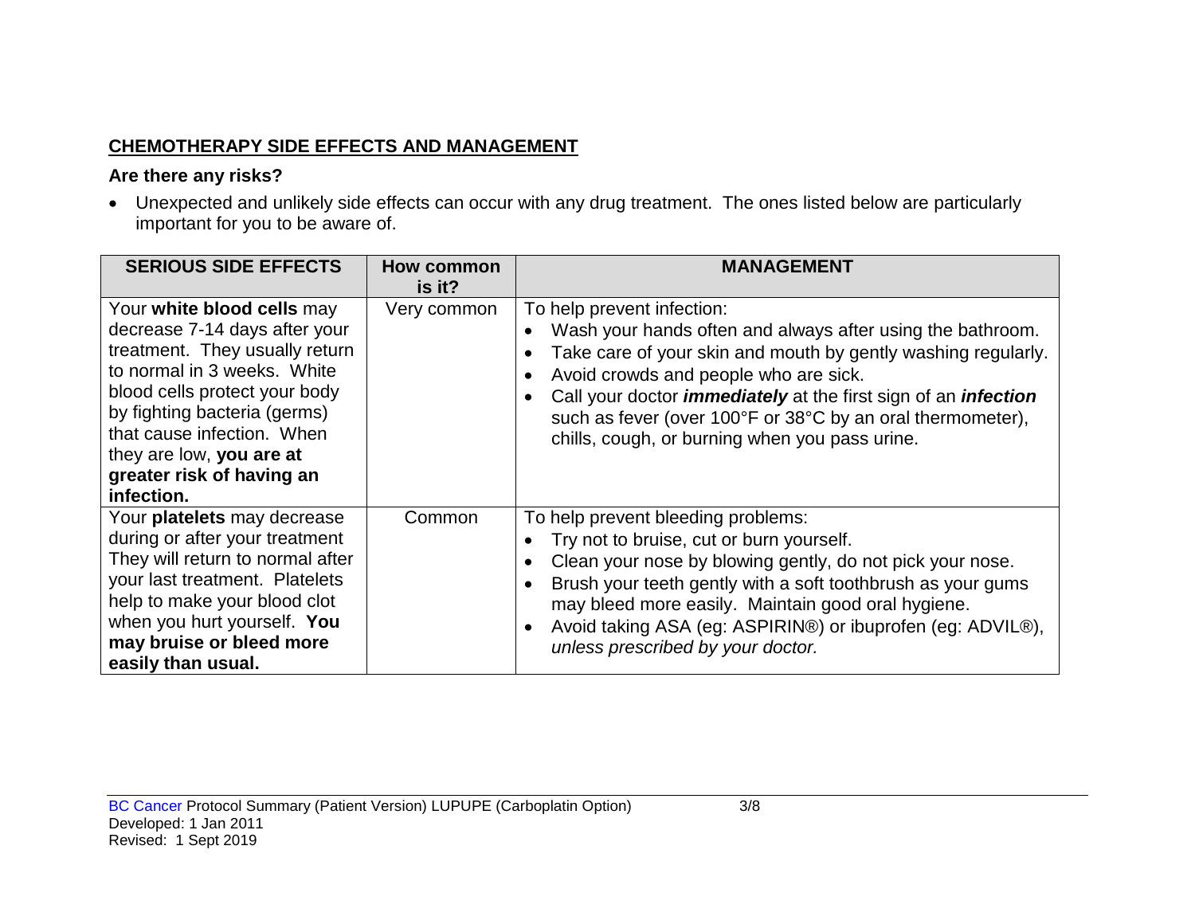## CHEMOTHERAPY SIDE EFFECTS AND MANAGEMENT

### Are there any risks?

- Unexpected and unlikely side effects can occur with any drug treatment. The ones listed below are particularly important for you to be aware of.

| SERIOUS SIDE EFFECTS | How common is it? | MANAGEMENT |
|---|---|---|
| Your **white blood cells** may decrease 7-14 days after your treatment. They usually return to normal in 3 weeks. White blood cells protect your body by fighting bacteria (germs) that cause infection. When they are low, **you are at greater risk of having an infection.** | Very common | To help prevent infection:<br>• Wash your hands often and always after using the bathroom.<br>• Take care of your skin and mouth by gently washing regularly.<br>• Avoid crowds and people who are sick.<br>• Call your doctor ***immediately*** at the first sign of an ***infection*** such as fever (over 100°F or 38°C by an oral thermometer), chills, cough, or burning when you pass urine. |
| Your **platelets** may decrease during or after your treatment They will return to normal after your last treatment. Platelets help to make your blood clot when you hurt yourself. **You may bruise or bleed more easily than usual.** | Common | To help prevent bleeding problems:<br>• Try not to bruise, cut or burn yourself.<br>• Clean your nose by blowing gently, do not pick your nose.<br>• Brush your teeth gently with a soft toothbrush as your gums may bleed more easily. Maintain good oral hygiene.<br>• Avoid taking ASA (eg: ASPIRIN®) or ibuprofen (eg: ADVIL®), *unless prescribed by your doctor.* |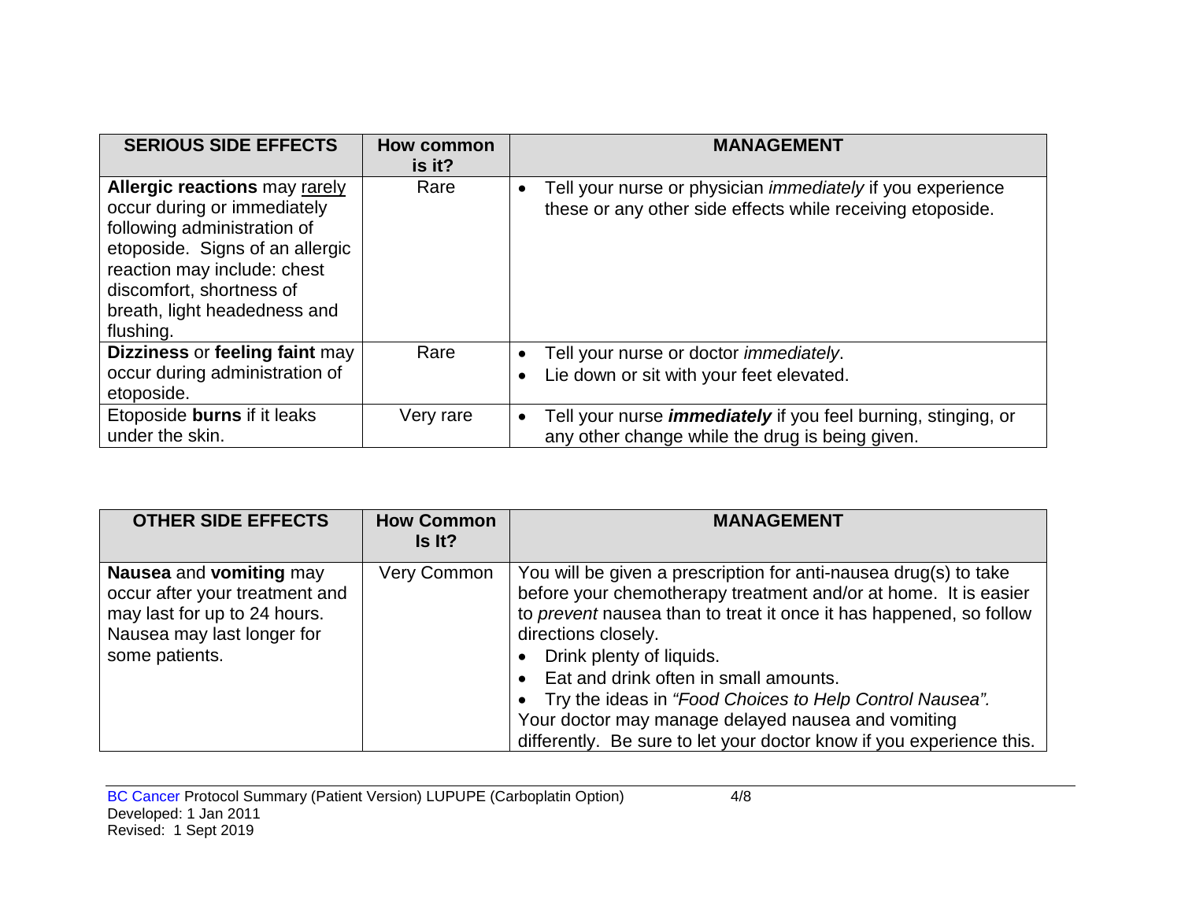| SERIOUS SIDE EFFECTS | How common is it? | MANAGEMENT |
|---|---|---|
| **Allergic reactions** may rarely occur during or immediately following administration of etoposide. Signs of an allergic reaction may include: chest discomfort, shortness of breath, light headedness and flushing. | Rare | • Tell your nurse or physician *immediately* if you experience these or any other side effects while receiving etoposide. |
| **Dizziness** or **feeling faint** may occur during administration of etoposide. | Rare | • Tell your nurse or doctor *immediately*.<br>• Lie down or sit with your feet elevated. |
| Etoposide **burns** if it leaks under the skin. | Very rare | • Tell your nurse ***immediately*** if you feel burning, stinging, or any other change while the drug is being given. |

| OTHER SIDE EFFECTS | How Common Is It? | MANAGEMENT |
|---|---|---|
| **Nausea** and **vomiting** may occur after your treatment and may last for up to 24 hours. Nausea may last longer for some patients. | Very Common | You will be given a prescription for anti-nausea drug(s) to take before your chemotherapy treatment and/or at home. It is easier to *prevent* nausea than to treat it once it has happened, so follow directions closely.<br>• Drink plenty of liquids.<br>• Eat and drink often in small amounts.<br>• Try the ideas in *"Food Choices to Help Control Nausea".*<br>Your doctor may manage delayed nausea and vomiting differently. Be sure to let your doctor know if you experience this. |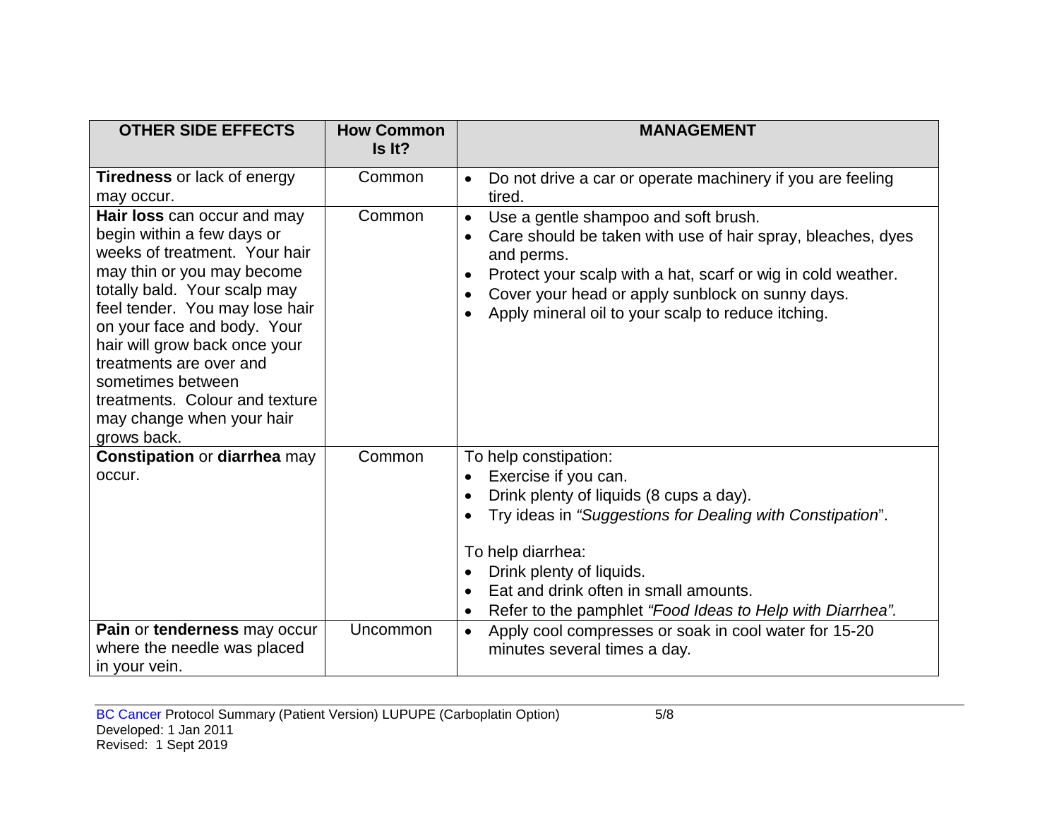| OTHER SIDE EFFECTS | How Common Is It? | MANAGEMENT |
|---|---|---|
| **Tiredness** or lack of energy may occur. | Common | • Do not drive a car or operate machinery if you are feeling tired. |
| **Hair loss** can occur and may begin within a few days or weeks of treatment. Your hair may thin or you may become totally bald. Your scalp may feel tender. You may lose hair on your face and body. Your hair will grow back once your treatments are over and sometimes between treatments. Colour and texture may change when your hair grows back. | Common | • Use a gentle shampoo and soft brush.<br>• Care should be taken with use of hair spray, bleaches, dyes and perms.<br>• Protect your scalp with a hat, scarf or wig in cold weather.<br>• Cover your head or apply sunblock on sunny days.<br>• Apply mineral oil to your scalp to reduce itching. |
| **Constipation** or **diarrhea** may occur. | Common | To help constipation:<br>• Exercise if you can.<br>• Drink plenty of liquids (8 cups a day).<br>• Try ideas in *"Suggestions for Dealing with Constipation*".<br><br>To help diarrhea:<br>• Drink plenty of liquids.<br>• Eat and drink often in small amounts.<br>• Refer to the pamphlet *"Food Ideas to Help with Diarrhea".* |
| **Pain** or **tenderness** may occur where the needle was placed in your vein. | Uncommon | • Apply cool compresses or soak in cool water for 15-20 minutes several times a day. |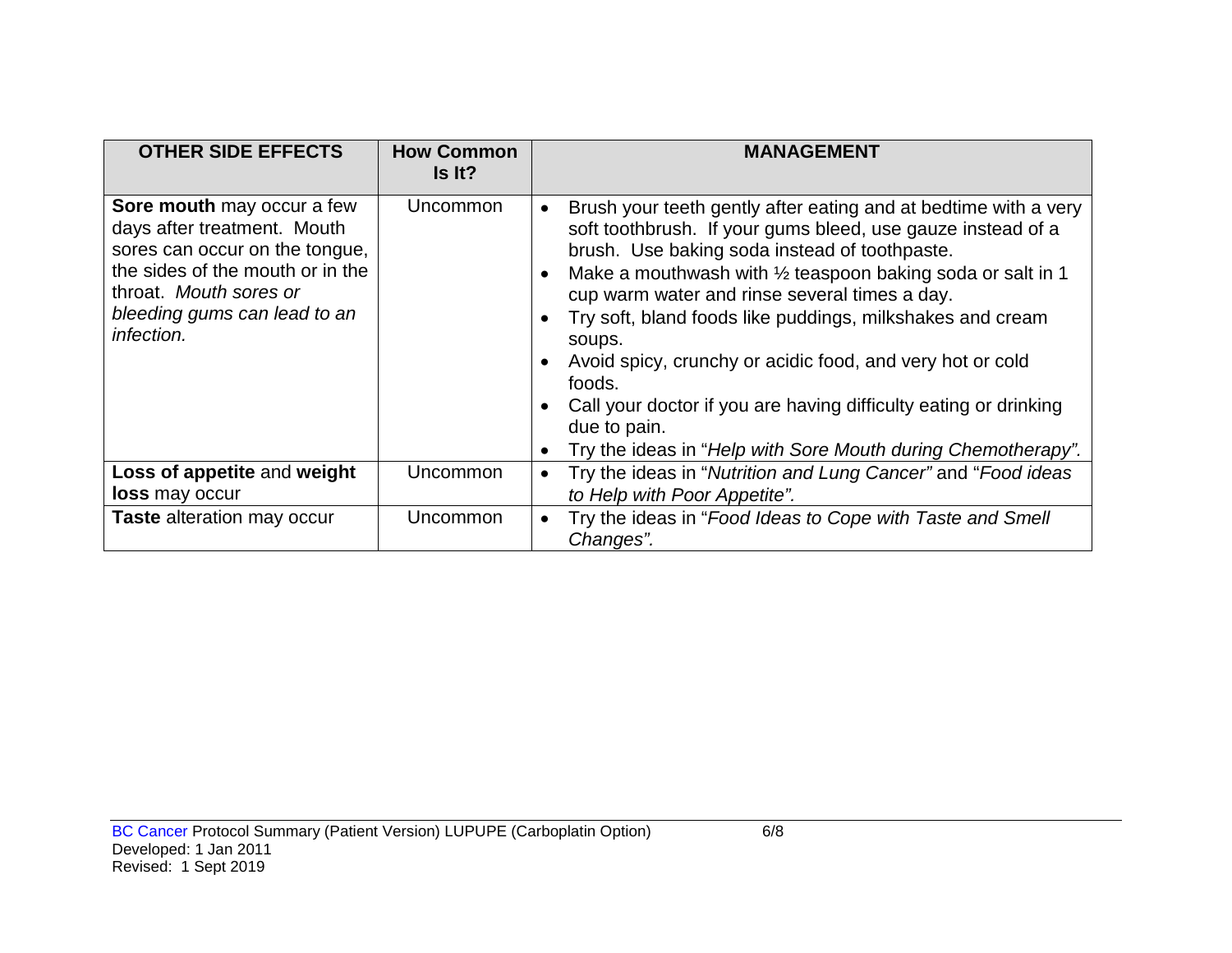| OTHER SIDE EFFECTS | How Common Is It? | MANAGEMENT |
| --- | --- | --- |
| **Sore mouth** may occur a few days after treatment. Mouth sores can occur on the tongue, the sides of the mouth or in the throat. *Mouth sores or bleeding gums can lead to an infection.* | Uncommon | • Brush your teeth gently after eating and at bedtime with a very soft toothbrush. If your gums bleed, use gauze instead of a brush. Use baking soda instead of toothpaste.<br>• Make a mouthwash with ½ teaspoon baking soda or salt in 1 cup warm water and rinse several times a day.<br>• Try soft, bland foods like puddings, milkshakes and cream soups.<br>• Avoid spicy, crunchy or acidic food, and very hot or cold foods.<br>• Call your doctor if you are having difficulty eating or drinking due to pain.<br>• Try the ideas in "*Help with Sore Mouth during Chemotherapy".* |
| **Loss of appetite** and **weight loss** may occur | Uncommon | • Try the ideas in "*Nutrition and Lung Cancer"* and "*Food ideas to Help with Poor Appetite".* |
| **Taste** alteration may occur | Uncommon | • Try the ideas in "*Food Ideas to Cope with Taste and Smell Changes".* |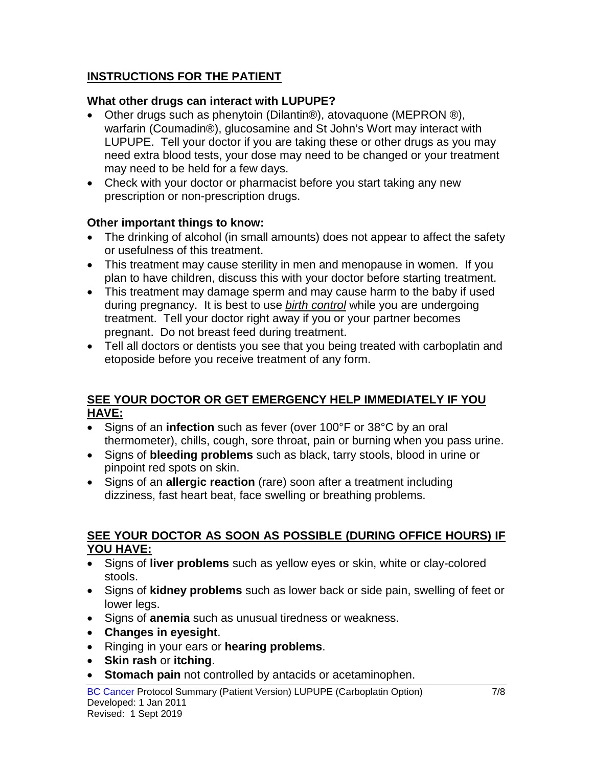## INSTRUCTIONS FOR THE PATIENT

### What other drugs can interact with LUPUPE?

- Other drugs such as phenytoin (Dilantin®), atovaquone (MEPRON ®), warfarin (Coumadin®), glucosamine and St John's Wort may interact with LUPUPE. Tell your doctor if you are taking these or other drugs as you may need extra blood tests, your dose may need to be changed or your treatment may need to be held for a few days.
- Check with your doctor or pharmacist before you start taking any new prescription or non-prescription drugs.

### Other important things to know:

- The drinking of alcohol (in small amounts) does not appear to affect the safety or usefulness of this treatment.
- This treatment may cause sterility in men and menopause in women. If you plan to have children, discuss this with your doctor before starting treatment.
- This treatment may damage sperm and may cause harm to the baby if used during pregnancy. It is best to use *birth control* while you are undergoing treatment. Tell your doctor right away if you or your partner becomes pregnant. Do not breast feed during treatment.
- Tell all doctors or dentists you see that you being treated with carboplatin and etoposide before you receive treatment of any form.

## SEE YOUR DOCTOR OR GET EMERGENCY HELP IMMEDIATELY IF YOU HAVE:

- Signs of an **infection** such as fever (over 100°F or 38°C by an oral thermometer), chills, cough, sore throat, pain or burning when you pass urine.
- Signs of **bleeding problems** such as black, tarry stools, blood in urine or pinpoint red spots on skin.
- Signs of an **allergic reaction** (rare) soon after a treatment including dizziness, fast heart beat, face swelling or breathing problems.

## SEE YOUR DOCTOR AS SOON AS POSSIBLE (DURING OFFICE HOURS) IF YOU HAVE:

- Signs of **liver problems** such as yellow eyes or skin, white or clay-colored stools.
- Signs of **kidney problems** such as lower back or side pain, swelling of feet or lower legs.
- Signs of **anemia** such as unusual tiredness or weakness.
- **Changes in eyesight**.
- Ringing in your ears or **hearing problems**.
- **Skin rash** or **itching**.
- **Stomach pain** not controlled by antacids or acetaminophen.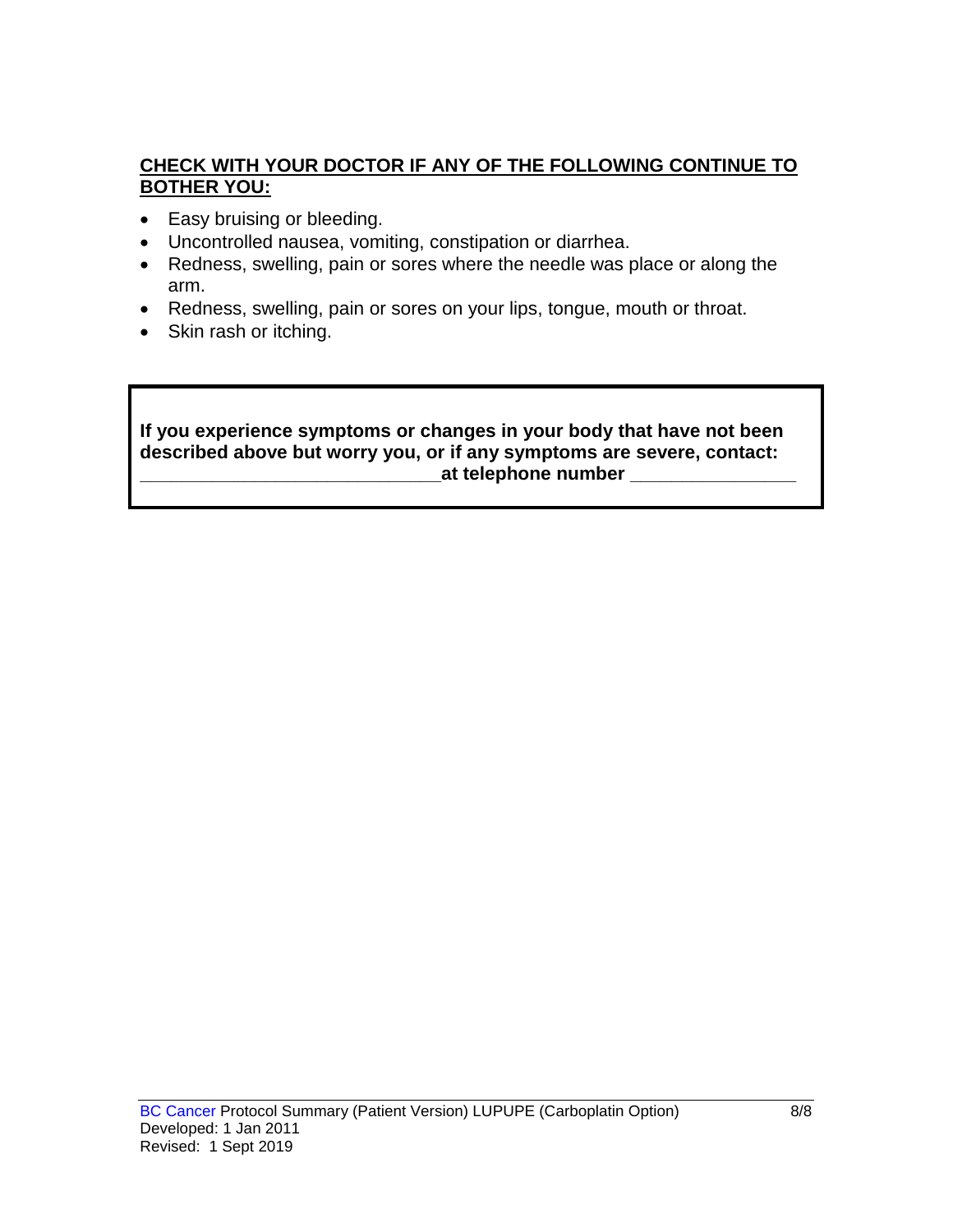**CHECK WITH YOUR DOCTOR IF ANY OF THE FOLLOWING CONTINUE TO BOTHER YOU:**

- Easy bruising or bleeding.
- Uncontrolled nausea, vomiting, constipation or diarrhea.
- Redness, swelling, pain or sores where the needle was place or along the arm.
- Redness, swelling, pain or sores on your lips, tongue, mouth or throat.
- Skin rash or itching.

**If you experience symptoms or changes in your body that have not been described above but worry you, or if any symptoms are severe, contact: ______________________________at telephone number ________________**